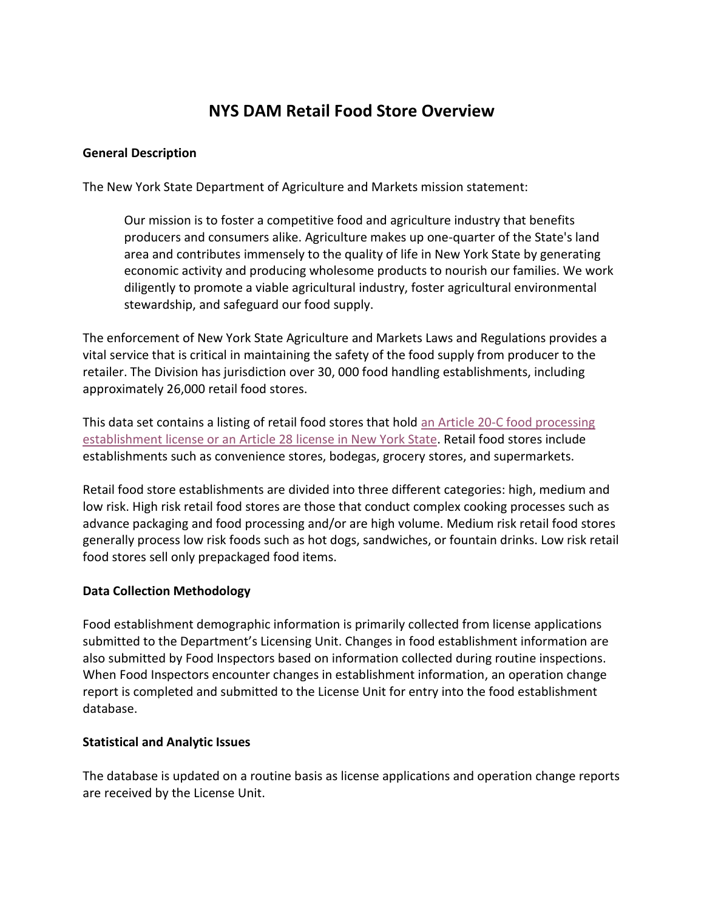# NYS DAM Retail Food Store Overview

**General Description**

The New York State Department of Agriculture and Markets mission statement:

> Our mission is to foster a competitive food and agriculture industry that benefits producers and consumers alike. Agriculture makes up one-quarter of the State's land area and contributes immensely to the quality of life in New York State by generating economic activity and producing wholesome products to nourish our families. We work diligently to promote a viable agricultural industry, foster agricultural environmental stewardship, and safeguard our food supply.

The enforcement of New York State Agriculture and Markets Laws and Regulations provides a vital service that is critical in maintaining the safety of the food supply from producer to the retailer. The Division has jurisdiction over 30, 000 food handling establishments, including approximately 26,000 retail food stores.

This data set contains a listing of retail food stores that hold an Article 20-C food processing establishment license or an Article 28 license in New York State. Retail food stores include establishments such as convenience stores, bodegas, grocery stores, and supermarkets.

Retail food store establishments are divided into three different categories: high, medium and low risk. High risk retail food stores are those that conduct complex cooking processes such as advance packaging and food processing and/or are high volume. Medium risk retail food stores generally process low risk foods such as hot dogs, sandwiches, or fountain drinks. Low risk retail food stores sell only prepackaged food items.

**Data Collection Methodology**

Food establishment demographic information is primarily collected from license applications submitted to the Department's Licensing Unit. Changes in food establishment information are also submitted by Food Inspectors based on information collected during routine inspections. When Food Inspectors encounter changes in establishment information, an operation change report is completed and submitted to the License Unit for entry into the food establishment database.

**Statistical and Analytic Issues**

The database is updated on a routine basis as license applications and operation change reports are received by the License Unit.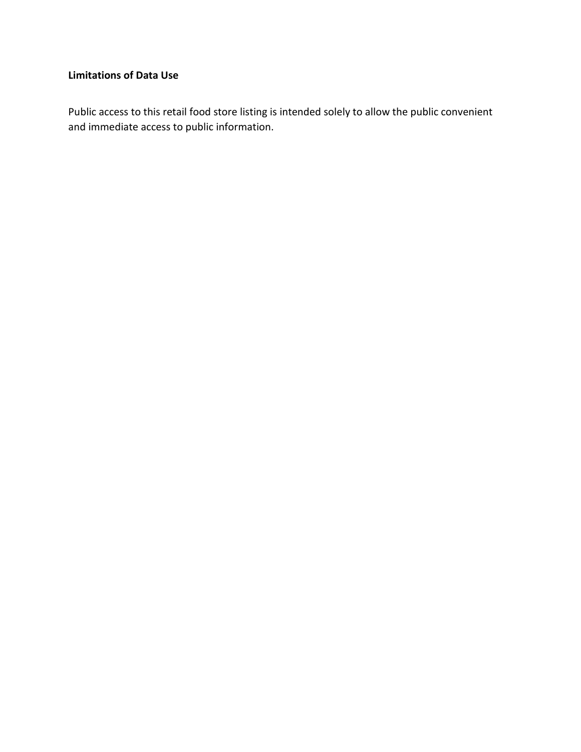**Limitations of Data Use**

Public access to this retail food store listing is intended solely to allow the public convenient and immediate access to public information.